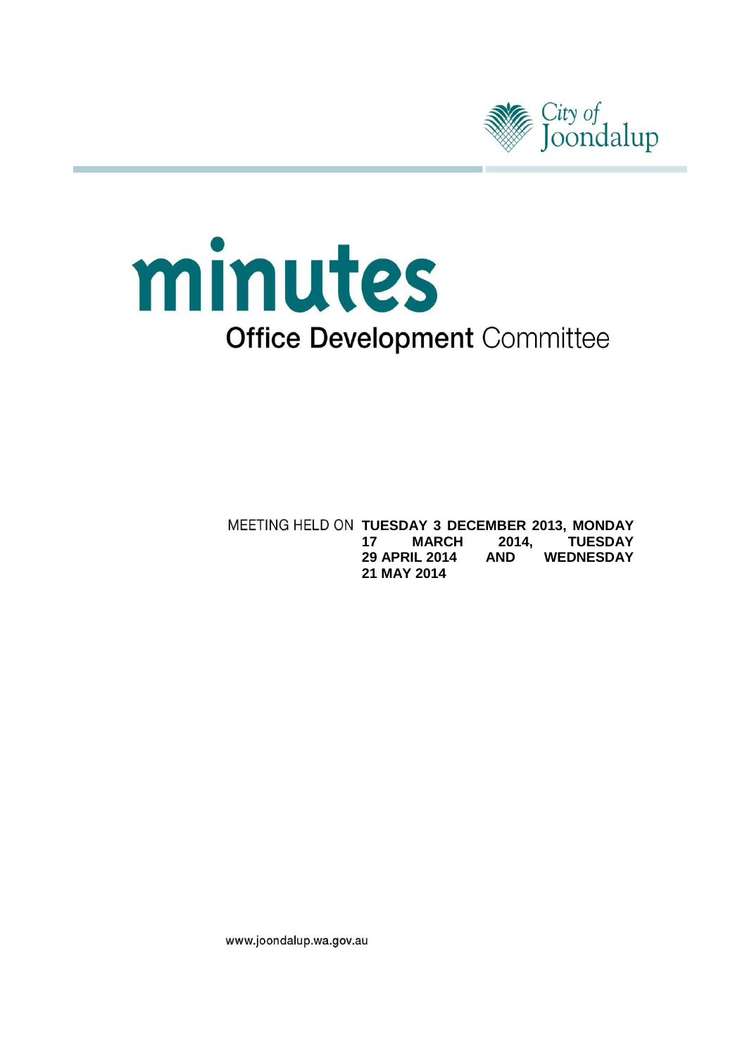City of Joondalup

# minutes

## Office Development Committee

MEETING HELD ON **TUESDAY 3 DECEMBER 2013, MONDAY 17 MARCH 2014, TUESDAY 29 APRIL 2014 AND WEDNESDAY 21 MAY 2014**

www.joondalup.wa.gov.au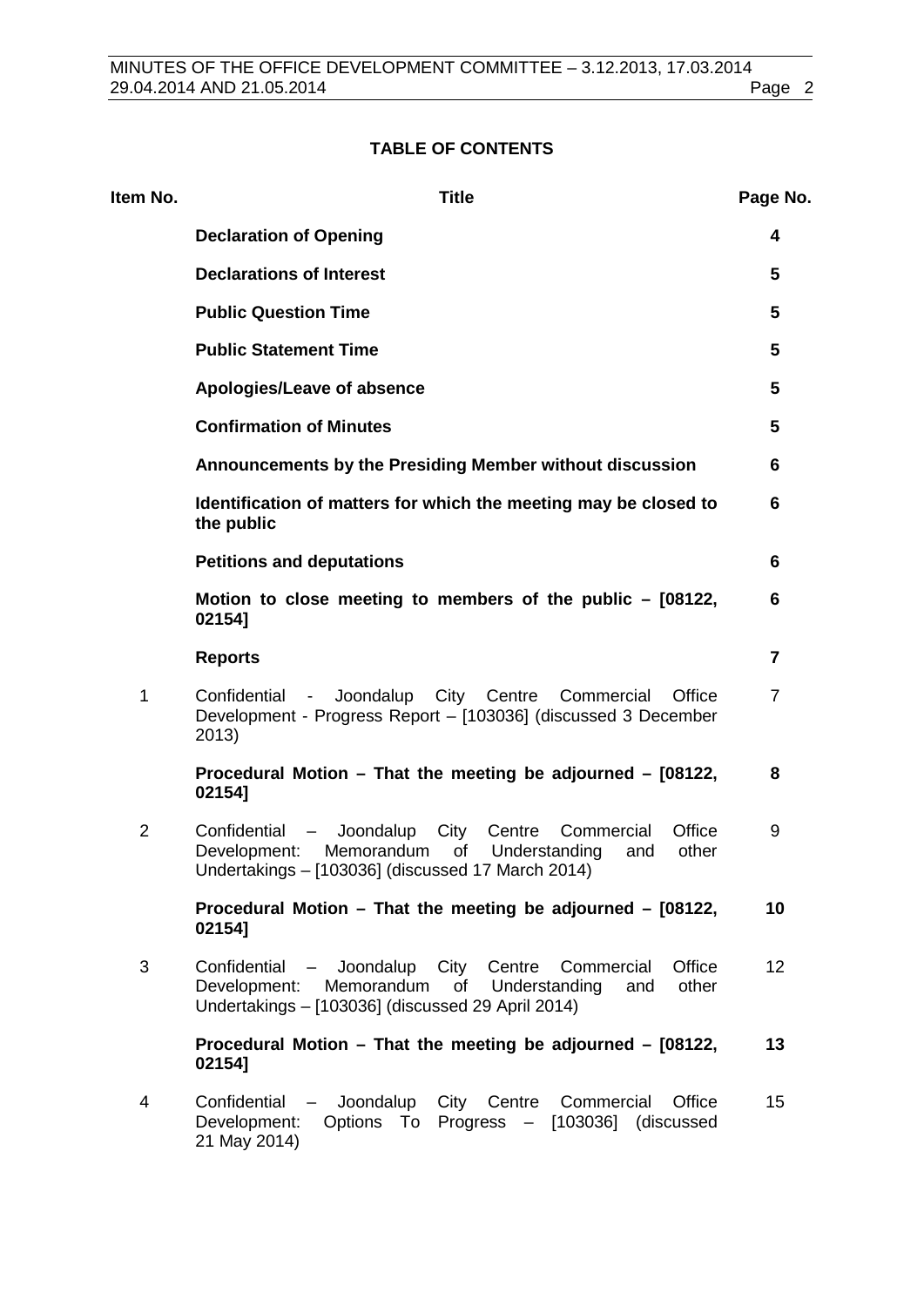## TABLE OF CONTENTS

| Item No. | Title | Page No. |
|---|---|---|
| | **Declaration of Opening** | **4** |
| | **Declarations of Interest** | **5** |
| | **Public Question Time** | **5** |
| | **Public Statement Time** | **5** |
| | **Apologies/Leave of absence** | **5** |
| | **Confirmation of Minutes** | **5** |
| | **Announcements by the Presiding Member without discussion** | **6** |
| | **Identification of matters for which the meeting may be closed to the public** | **6** |
| | **Petitions and deputations** | **6** |
| | **Motion to close meeting to members of the public – [08122, 02154]** | **6** |
| | **Reports** | **7** |
| 1 | Confidential - Joondalup City Centre Commercial Office Development - Progress Report – [103036] (discussed 3 December 2013) | 7 |
| | **Procedural Motion – That the meeting be adjourned – [08122, 02154]** | **8** |
| 2 | Confidential – Joondalup City Centre Commercial Office Development: Memorandum of Understanding and other Undertakings – [103036] (discussed 17 March 2014) | 9 |
| | **Procedural Motion – That the meeting be adjourned – [08122, 02154]** | **10** |
| 3 | Confidential – Joondalup City Centre Commercial Office Development: Memorandum of Understanding and other Undertakings – [103036] (discussed 29 April 2014) | 12 |
| | **Procedural Motion – That the meeting be adjourned – [08122, 02154]** | **13** |
| 4 | Confidential – Joondalup City Centre Commercial Office Development: Options To Progress – [103036] (discussed 21 May 2014) | 15 |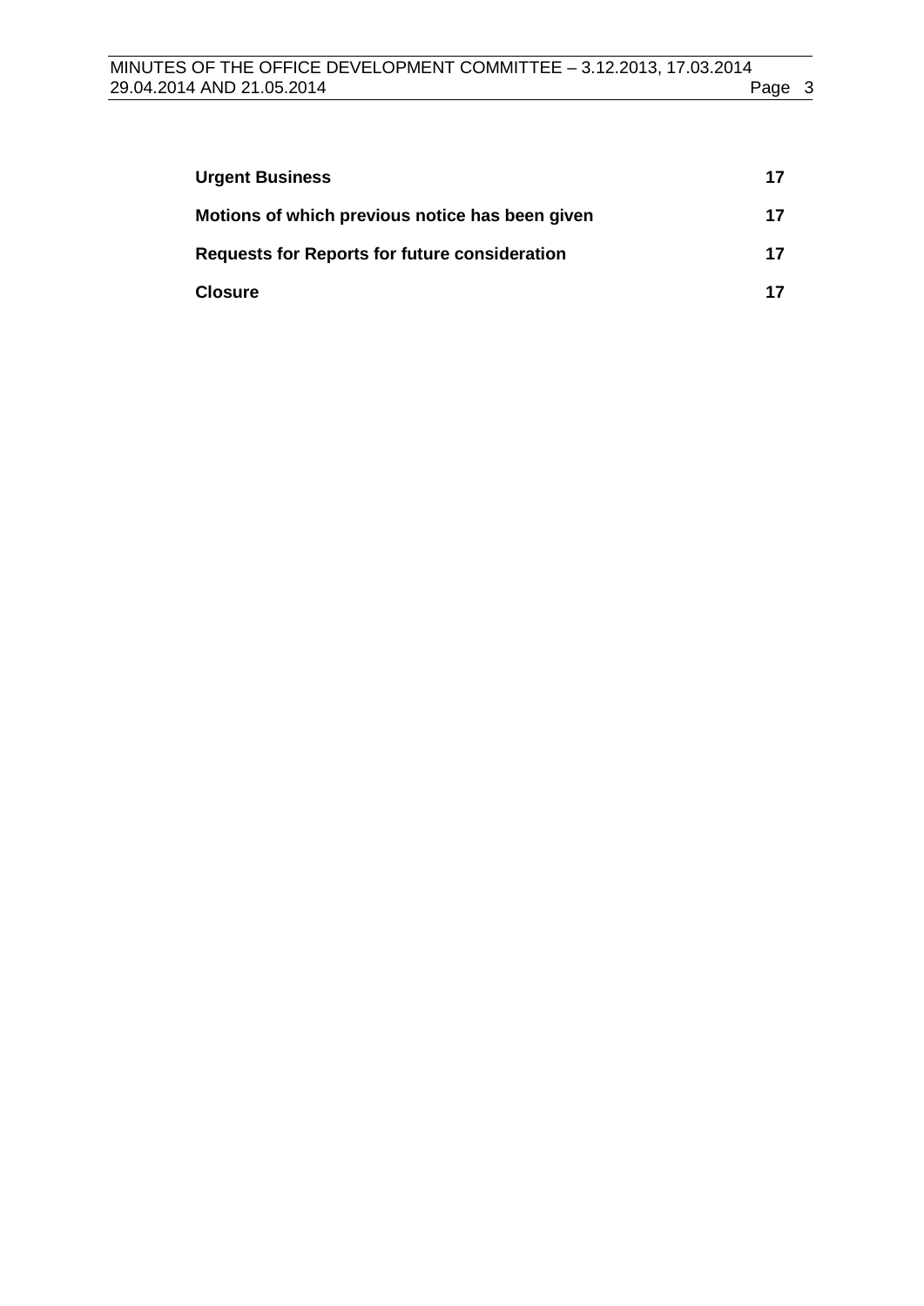| | |
|---|---|
| **Urgent Business** | **17** |
| **Motions of which previous notice has been given** | **17** |
| **Requests for Reports for future consideration** | **17** |
| **Closure** | **17** |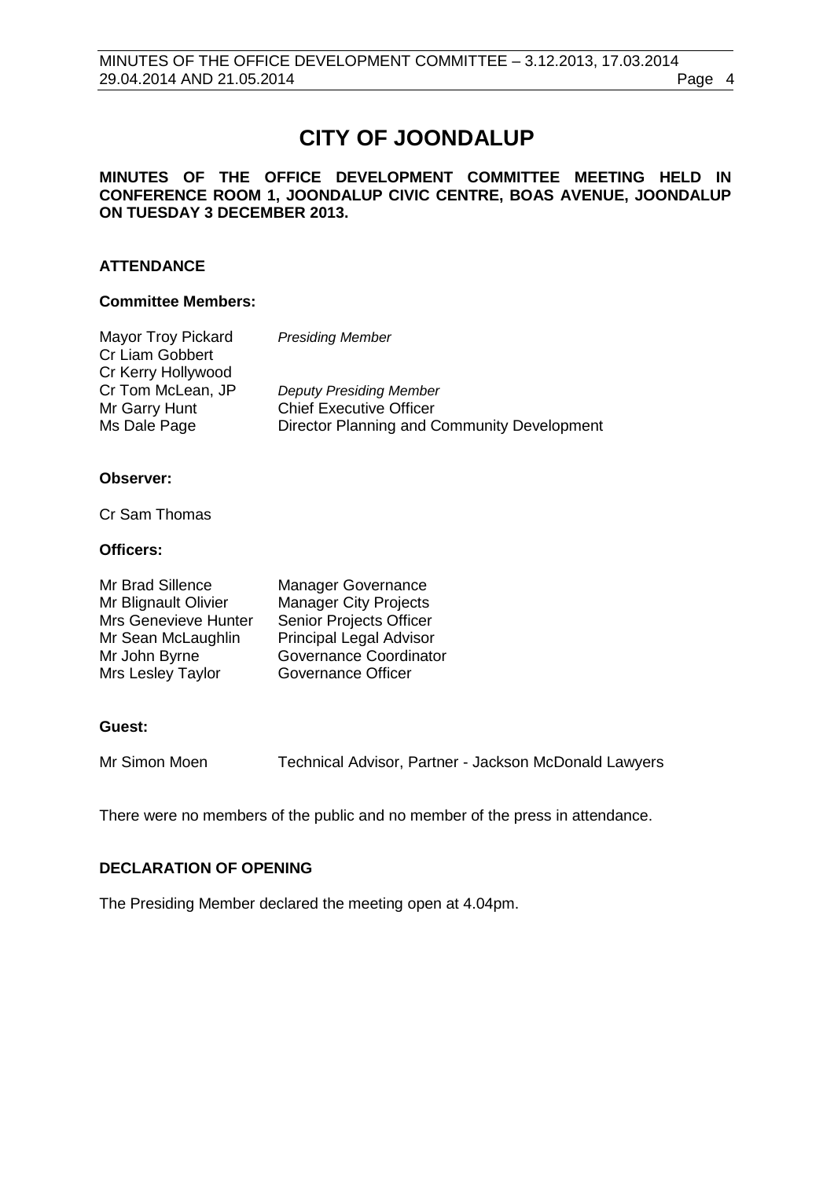# CITY OF JOONDALUP

**MINUTES OF THE OFFICE DEVELOPMENT COMMITTEE MEETING HELD IN CONFERENCE ROOM 1, JOONDALUP CIVIC CENTRE, BOAS AVENUE, JOONDALUP ON TUESDAY 3 DECEMBER 2013.**

## ATTENDANCE

### Committee Members:

| | |
|---|---|
| Mayor Troy Pickard | *Presiding Member* |
| Cr Liam Gobbert | |
| Cr Kerry Hollywood | |
| Cr Tom McLean, JP | *Deputy Presiding Member* |
| Mr Garry Hunt | Chief Executive Officer |
| Ms Dale Page | Director Planning and Community Development |

### Observer:

Cr Sam Thomas

### Officers:

| | |
|---|---|
| Mr Brad Sillence | Manager Governance |
| Mr Blignault Olivier | Manager City Projects |
| Mrs Genevieve Hunter | Senior Projects Officer |
| Mr Sean McLaughlin | Principal Legal Advisor |
| Mr John Byrne | Governance Coordinator |
| Mrs Lesley Taylor | Governance Officer |

### Guest:

| | |
|---|---|
| Mr Simon Moen | Technical Advisor, Partner - Jackson McDonald Lawyers |

There were no members of the public and no member of the press in attendance.

## DECLARATION OF OPENING

The Presiding Member declared the meeting open at 4.04pm.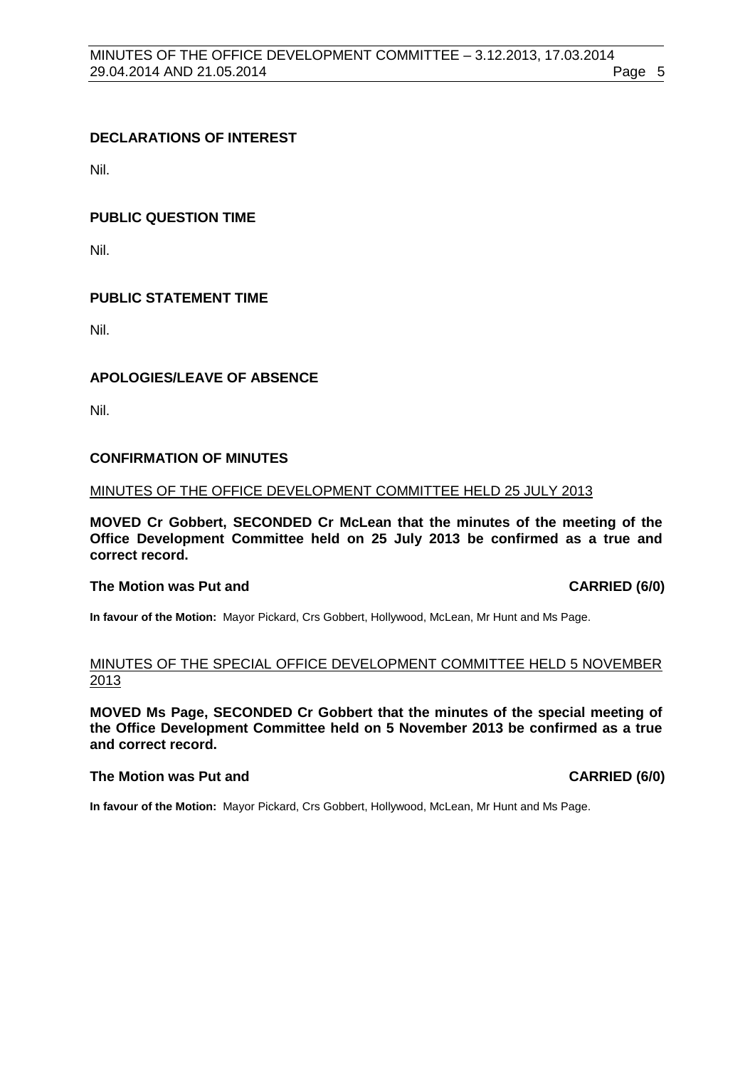## DECLARATIONS OF INTEREST

Nil.

## PUBLIC QUESTION TIME

Nil.

## PUBLIC STATEMENT TIME

Nil.

## APOLOGIES/LEAVE OF ABSENCE

Nil.

## CONFIRMATION OF MINUTES

MINUTES OF THE OFFICE DEVELOPMENT COMMITTEE HELD 25 JULY 2013

**MOVED Cr Gobbert, SECONDED Cr McLean that the minutes of the meeting of the Office Development Committee held on 25 July 2013 be confirmed as a true and correct record.**

**The Motion was Put and CARRIED (6/0)**

**In favour of the Motion:** Mayor Pickard, Crs Gobbert, Hollywood, McLean, Mr Hunt and Ms Page.

MINUTES OF THE SPECIAL OFFICE DEVELOPMENT COMMITTEE HELD 5 NOVEMBER 2013

**MOVED Ms Page, SECONDED Cr Gobbert that the minutes of the special meeting of the Office Development Committee held on 5 November 2013 be confirmed as a true and correct record.**

**The Motion was Put and CARRIED (6/0)**

**In favour of the Motion:** Mayor Pickard, Crs Gobbert, Hollywood, McLean, Mr Hunt and Ms Page.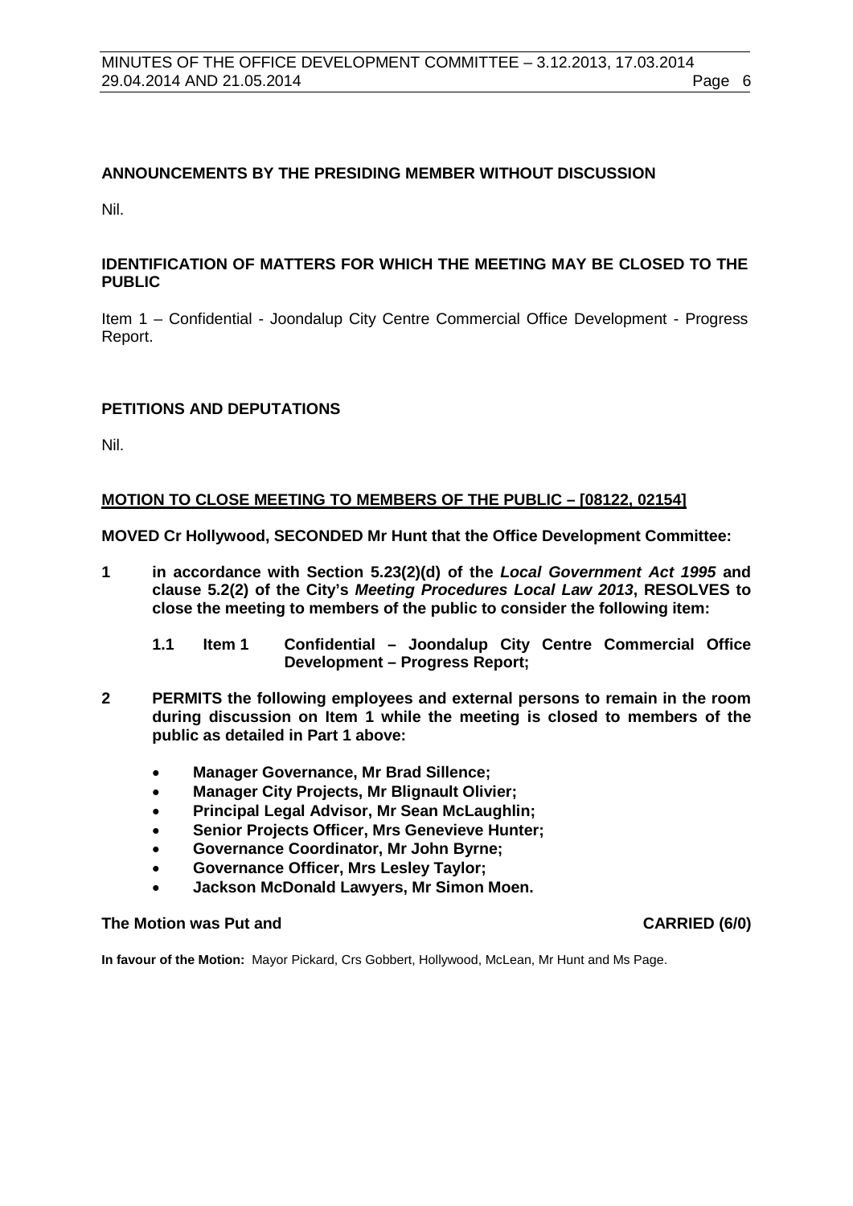## ANNOUNCEMENTS BY THE PRESIDING MEMBER WITHOUT DISCUSSION

Nil.

## IDENTIFICATION OF MATTERS FOR WHICH THE MEETING MAY BE CLOSED TO THE PUBLIC

Item 1 – Confidential - Joondalup City Centre Commercial Office Development - Progress Report.

## PETITIONS AND DEPUTATIONS

Nil.

## MOTION TO CLOSE MEETING TO MEMBERS OF THE PUBLIC – [08122, 02154]

**MOVED Cr Hollywood, SECONDED Mr Hunt that the Office Development Committee:**

**1 in accordance with Section 5.23(2)(d) of the *Local Government Act 1995* and clause 5.2(2) of the City's *Meeting Procedures Local Law 2013*, RESOLVES to close the meeting to members of the public to consider the following item:**

**1.1 Item 1 Confidential – Joondalup City Centre Commercial Office Development – Progress Report;**

**2 PERMITS the following employees and external persons to remain in the room during discussion on Item 1 while the meeting is closed to members of the public as detailed in Part 1 above:**

- **Manager Governance, Mr Brad Sillence;**
- **Manager City Projects, Mr Blignault Olivier;**
- **Principal Legal Advisor, Mr Sean McLaughlin;**
- **Senior Projects Officer, Mrs Genevieve Hunter;**
- **Governance Coordinator, Mr John Byrne;**
- **Governance Officer, Mrs Lesley Taylor;**
- **Jackson McDonald Lawyers, Mr Simon Moen.**

**The Motion was Put and CARRIED (6/0)**

**In favour of the Motion:** Mayor Pickard, Crs Gobbert, Hollywood, McLean, Mr Hunt and Ms Page.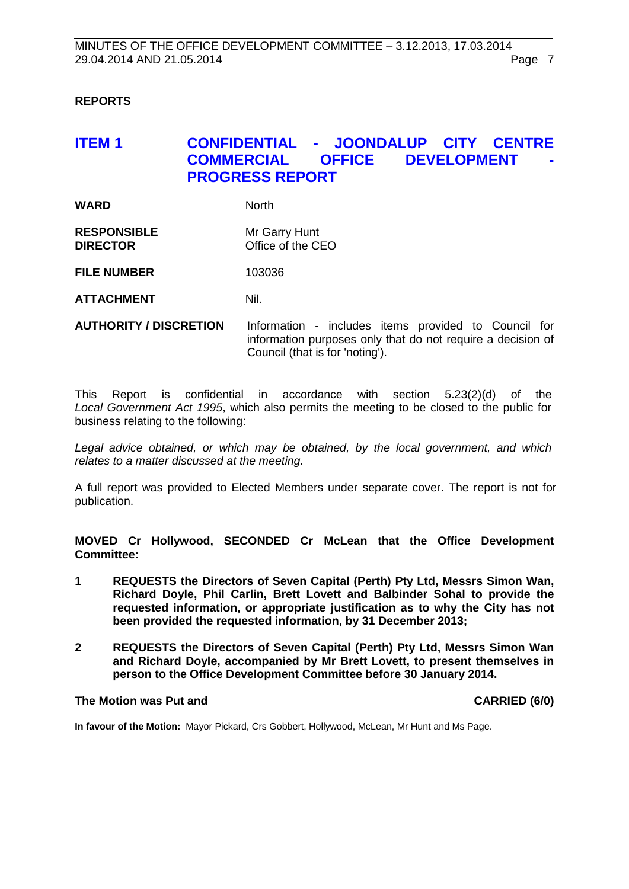**REPORTS**

## ITEM 1 CONFIDENTIAL - JOONDALUP CITY CENTRE COMMERCIAL OFFICE DEVELOPMENT - PROGRESS REPORT

| | |
|---|---|
| **WARD** | North |
| **RESPONSIBLE DIRECTOR** | Mr Garry Hunt<br>Office of the CEO |
| **FILE NUMBER** | 103036 |
| **ATTACHMENT** | Nil. |
| **AUTHORITY / DISCRETION** | Information - includes items provided to Council for information purposes only that do not require a decision of Council (that is for 'noting'). |

This Report is confidential in accordance with section 5.23(2)(d) of the *Local Government Act 1995*, which also permits the meeting to be closed to the public for business relating to the following:

*Legal advice obtained, or which may be obtained, by the local government, and which relates to a matter discussed at the meeting.*

A full report was provided to Elected Members under separate cover. The report is not for publication.

**MOVED Cr Hollywood, SECONDED Cr McLean that the Office Development Committee:**

1. **REQUESTS the Directors of Seven Capital (Perth) Pty Ltd, Messrs Simon Wan, Richard Doyle, Phil Carlin, Brett Lovett and Balbinder Sohal to provide the requested information, or appropriate justification as to why the City has not been provided the requested information, by 31 December 2013;**
2. **REQUESTS the Directors of Seven Capital (Perth) Pty Ltd, Messrs Simon Wan and Richard Doyle, accompanied by Mr Brett Lovett, to present themselves in person to the Office Development Committee before 30 January 2014.**

**The Motion was Put and CARRIED (6/0)**

**In favour of the Motion:** Mayor Pickard, Crs Gobbert, Hollywood, McLean, Mr Hunt and Ms Page.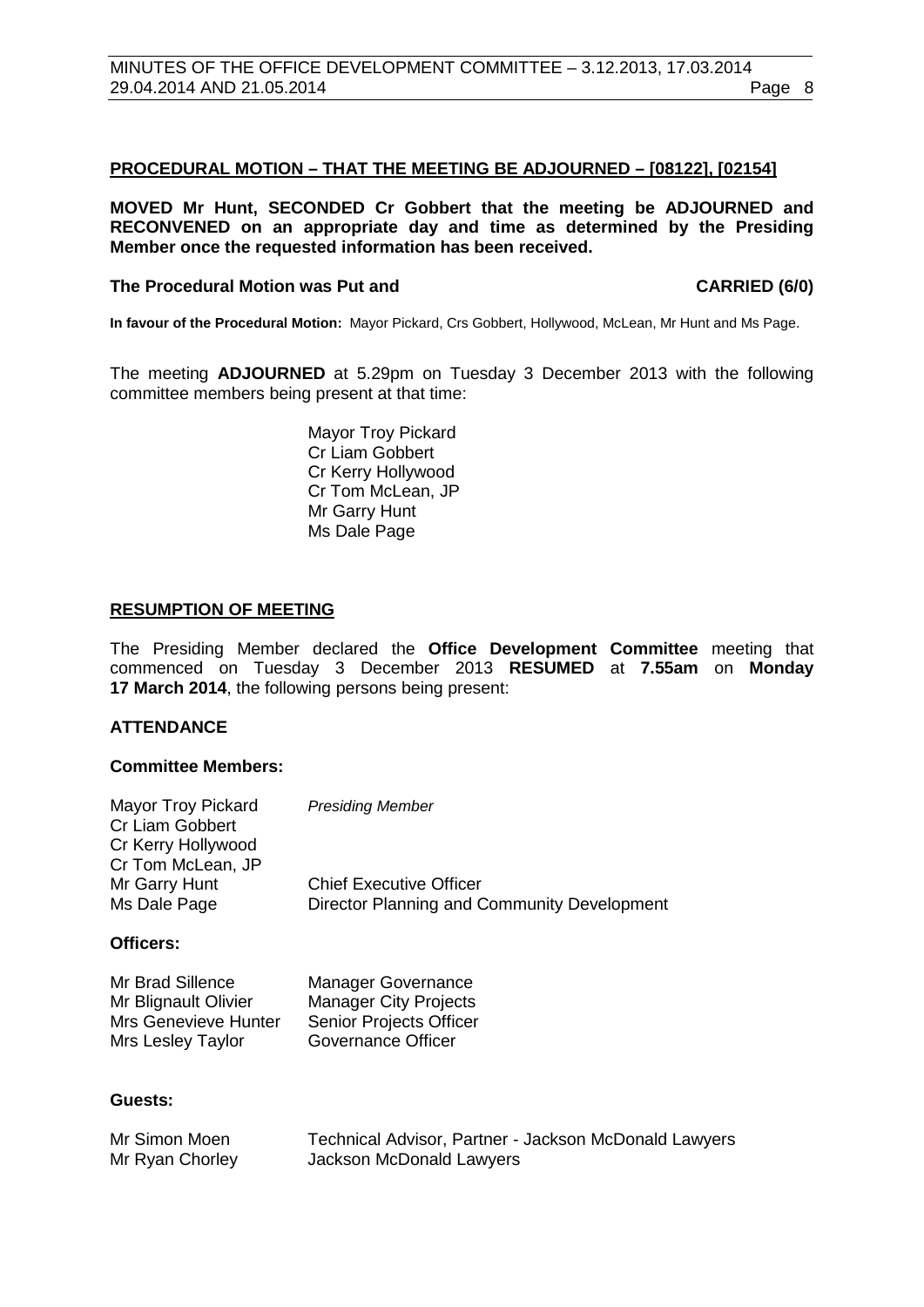**PROCEDURAL MOTION – THAT THE MEETING BE ADJOURNED – [08122], [02154]**

**MOVED Mr Hunt, SECONDED Cr Gobbert that the meeting be ADJOURNED and RECONVENED on an appropriate day and time as determined by the Presiding Member once the requested information has been received.**

**The Procedural Motion was Put and CARRIED (6/0)**

**In favour of the Procedural Motion:** Mayor Pickard, Crs Gobbert, Hollywood, McLean, Mr Hunt and Ms Page.

The meeting **ADJOURNED** at 5.29pm on Tuesday 3 December 2013 with the following committee members being present at that time:

Mayor Troy Pickard
Cr Liam Gobbert
Cr Kerry Hollywood
Cr Tom McLean, JP
Mr Garry Hunt
Ms Dale Page

**RESUMPTION OF MEETING**

The Presiding Member declared the **Office Development Committee** meeting that commenced on Tuesday 3 December 2013 **RESUMED** at **7.55am** on **Monday 17 March 2014**, the following persons being present:

**ATTENDANCE**

**Committee Members:**

| | |
|---|---|
| Mayor Troy Pickard | *Presiding Member* |
| Cr Liam Gobbert | |
| Cr Kerry Hollywood | |
| Cr Tom McLean, JP | |
| Mr Garry Hunt | Chief Executive Officer |
| Ms Dale Page | Director Planning and Community Development |

**Officers:**

| | |
|---|---|
| Mr Brad Sillence | Manager Governance |
| Mr Blignault Olivier | Manager City Projects |
| Mrs Genevieve Hunter | Senior Projects Officer |
| Mrs Lesley Taylor | Governance Officer |

**Guests:**

| | |
|---|---|
| Mr Simon Moen | Technical Advisor, Partner - Jackson McDonald Lawyers |
| Mr Ryan Chorley | Jackson McDonald Lawyers |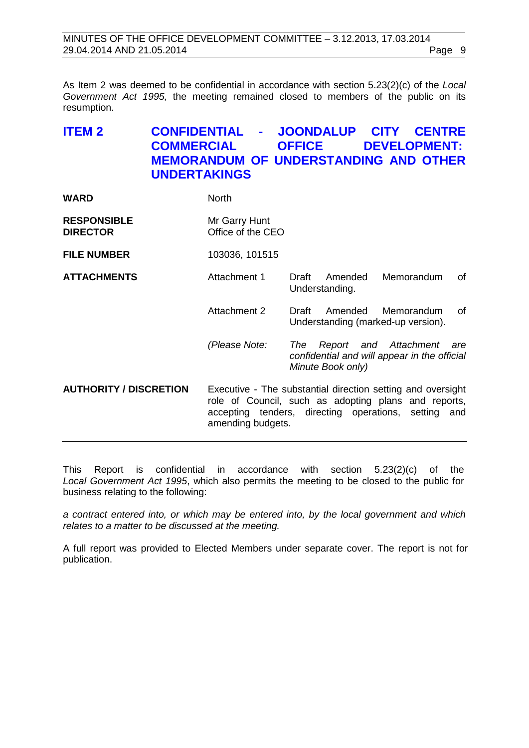As Item 2 was deemed to be confidential in accordance with section 5.23(2)(c) of the *Local Government Act 1995,* the meeting remained closed to members of the public on its resumption.

## ITEM 2 CONFIDENTIAL - JOONDALUP CITY CENTRE COMMERCIAL OFFICE DEVELOPMENT: MEMORANDUM OF UNDERSTANDING AND OTHER UNDERTAKINGS

| | | |
|---|---|---|
| **WARD** | North | |
| **RESPONSIBLE DIRECTOR** | Mr Garry Hunt<br>Office of the CEO | |
| **FILE NUMBER** | 103036, 101515 | |
| **ATTACHMENTS** | Attachment 1 | Draft Amended Memorandum of Understanding. |
| | Attachment 2 | Draft Amended Memorandum of Understanding (marked-up version). |
| | *(Please Note:* | *The Report and Attachment are confidential and will appear in the official Minute Book only)* |
| **AUTHORITY / DISCRETION** | Executive - The substantial direction setting and oversight role of Council, such as adopting plans and reports, accepting tenders, directing operations, setting and amending budgets. | |

This Report is confidential in accordance with section 5.23(2)(c) of the *Local Government Act 1995*, which also permits the meeting to be closed to the public for business relating to the following:

*a contract entered into, or which may be entered into, by the local government and which relates to a matter to be discussed at the meeting.*

A full report was provided to Elected Members under separate cover. The report is not for publication.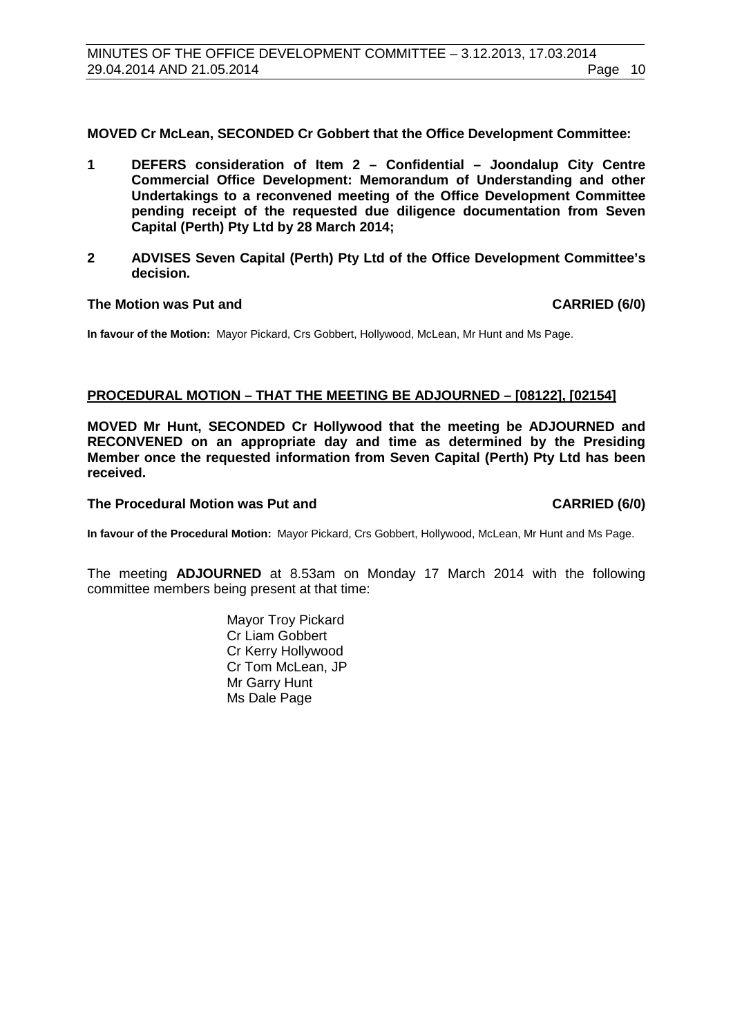**MOVED Cr McLean, SECONDED Cr Gobbert that the Office Development Committee:**

1. **DEFERS consideration of Item 2 – Confidential – Joondalup City Centre Commercial Office Development: Memorandum of Understanding and other Undertakings to a reconvened meeting of the Office Development Committee pending receipt of the requested due diligence documentation from Seven Capital (Perth) Pty Ltd by 28 March 2014;**

2. **ADVISES Seven Capital (Perth) Pty Ltd of the Office Development Committee's decision.**

**The Motion was Put and CARRIED (6/0)**

**In favour of the Motion:** Mayor Pickard, Crs Gobbert, Hollywood, McLean, Mr Hunt and Ms Page.

**PROCEDURAL MOTION – THAT THE MEETING BE ADJOURNED – [08122], [02154]**

**MOVED Mr Hunt, SECONDED Cr Hollywood that the meeting be ADJOURNED and RECONVENED on an appropriate day and time as determined by the Presiding Member once the requested information from Seven Capital (Perth) Pty Ltd has been received.**

**The Procedural Motion was Put and CARRIED (6/0)**

**In favour of the Procedural Motion:** Mayor Pickard, Crs Gobbert, Hollywood, McLean, Mr Hunt and Ms Page.

The meeting **ADJOURNED** at 8.53am on Monday 17 March 2014 with the following committee members being present at that time:

Mayor Troy Pickard
Cr Liam Gobbert
Cr Kerry Hollywood
Cr Tom McLean, JP
Mr Garry Hunt
Ms Dale Page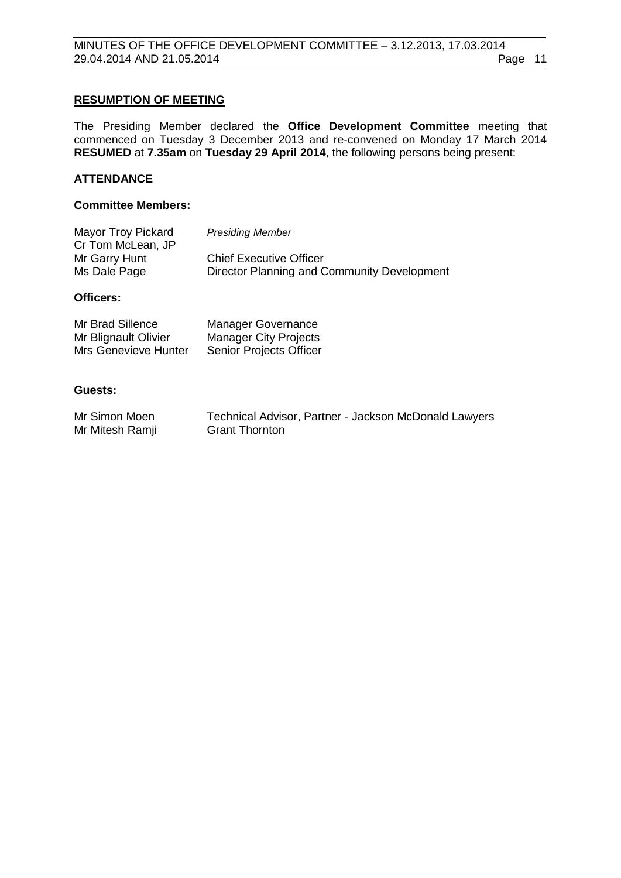## RESUMPTION OF MEETING

The Presiding Member declared the **Office Development Committee** meeting that commenced on Tuesday 3 December 2013 and re-convened on Monday 17 March 2014 **RESUMED** at **7.35am** on **Tuesday 29 April 2014**, the following persons being present:

### ATTENDANCE

#### Committee Members:

| | |
|---|---|
| Mayor Troy Pickard | *Presiding Member* |
| Cr Tom McLean, JP | |
| Mr Garry Hunt | Chief Executive Officer |
| Ms Dale Page | Director Planning and Community Development |

#### Officers:

| | |
|---|---|
| Mr Brad Sillence | Manager Governance |
| Mr Blignault Olivier | Manager City Projects |
| Mrs Genevieve Hunter | Senior Projects Officer |

#### Guests:

| | |
|---|---|
| Mr Simon Moen | Technical Advisor, Partner - Jackson McDonald Lawyers |
| Mr Mitesh Ramji | Grant Thornton |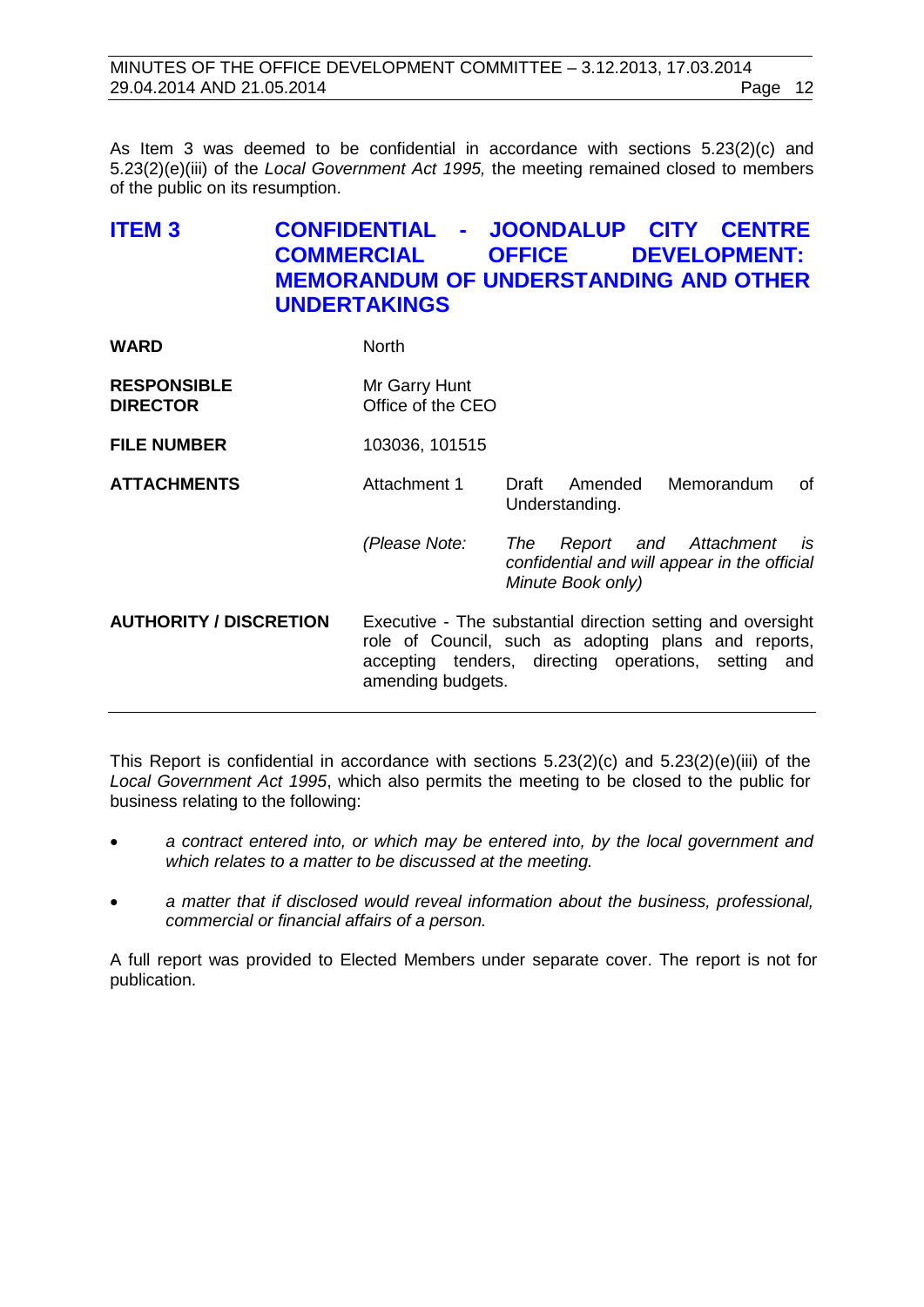As Item 3 was deemed to be confidential in accordance with sections 5.23(2)(c) and 5.23(2)(e)(iii) of the *Local Government Act 1995,* the meeting remained closed to members of the public on its resumption.

## ITEM 3 CONFIDENTIAL - JOONDALUP CITY CENTRE COMMERCIAL OFFICE DEVELOPMENT: MEMORANDUM OF UNDERSTANDING AND OTHER UNDERTAKINGS

| | | |
|---|---|---|
| **WARD** | North | |
| **RESPONSIBLE DIRECTOR** | Mr Garry Hunt<br>Office of the CEO | |
| **FILE NUMBER** | 103036, 101515 | |
| **ATTACHMENTS** | Attachment 1 | Draft Amended Memorandum of Understanding. |
| | *(Please Note:* | *The Report and Attachment is confidential and will appear in the official Minute Book only)* |
| **AUTHORITY / DISCRETION** | Executive - The substantial direction setting and oversight role of Council, such as adopting plans and reports, accepting tenders, directing operations, setting and amending budgets. | |

This Report is confidential in accordance with sections 5.23(2)(c) and 5.23(2)(e)(iii) of the *Local Government Act 1995*, which also permits the meeting to be closed to the public for business relating to the following:

- *a contract entered into, or which may be entered into, by the local government and which relates to a matter to be discussed at the meeting.*
- *a matter that if disclosed would reveal information about the business, professional, commercial or financial affairs of a person.*

A full report was provided to Elected Members under separate cover. The report is not for publication.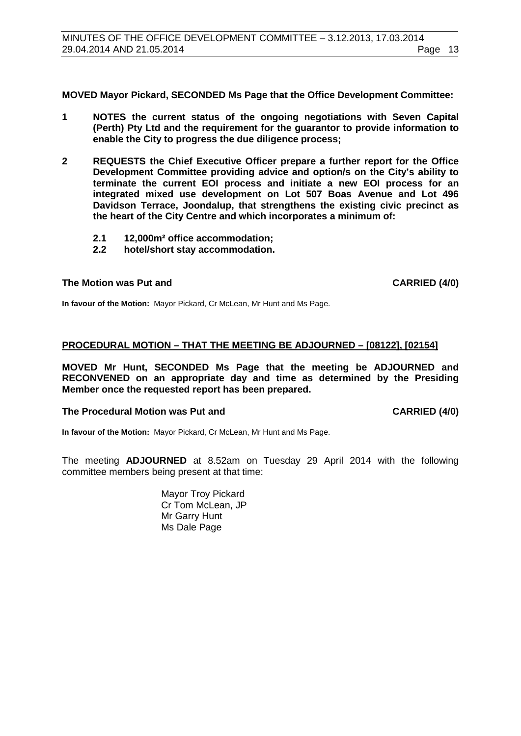**MOVED Mayor Pickard, SECONDED Ms Page that the Office Development Committee:**

1. **NOTES the current status of the ongoing negotiations with Seven Capital (Perth) Pty Ltd and the requirement for the guarantor to provide information to enable the City to progress the due diligence process;**

2. **REQUESTS the Chief Executive Officer prepare a further report for the Office Development Committee providing advice and option/s on the City's ability to terminate the current EOI process and initiate a new EOI process for an integrated mixed use development on Lot 507 Boas Avenue and Lot 496 Davidson Terrace, Joondalup, that strengthens the existing civic precinct as the heart of the City Centre and which incorporates a minimum of:**

   **2.1 12,000m² office accommodation;**
   **2.2 hotel/short stay accommodation.**

**The Motion was Put and CARRIED (4/0)**

**In favour of the Motion:** Mayor Pickard, Cr McLean, Mr Hunt and Ms Page.

## PROCEDURAL MOTION – THAT THE MEETING BE ADJOURNED – [08122], [02154]

**MOVED Mr Hunt, SECONDED Ms Page that the meeting be ADJOURNED and RECONVENED on an appropriate day and time as determined by the Presiding Member once the requested report has been prepared.**

**The Procedural Motion was Put and CARRIED (4/0)**

**In favour of the Motion:** Mayor Pickard, Cr McLean, Mr Hunt and Ms Page.

The meeting **ADJOURNED** at 8.52am on Tuesday 29 April 2014 with the following committee members being present at that time:

Mayor Troy Pickard
Cr Tom McLean, JP
Mr Garry Hunt
Ms Dale Page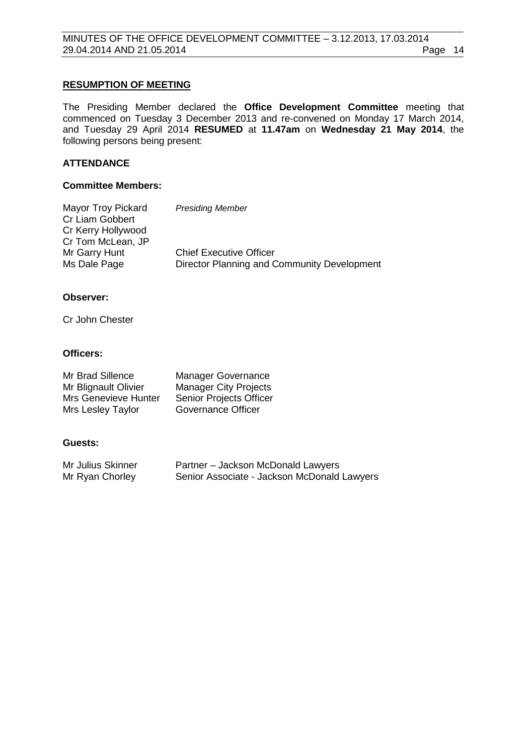**RESUMPTION OF MEETING**

The Presiding Member declared the **Office Development Committee** meeting that commenced on Tuesday 3 December 2013 and re-convened on Monday 17 March 2014, and Tuesday 29 April 2014 **RESUMED** at **11.47am** on **Wednesday 21 May 2014**, the following persons being present:

**ATTENDANCE**

**Committee Members:**

| | |
|---|---|
| Mayor Troy Pickard | *Presiding Member* |
| Cr Liam Gobbert | |
| Cr Kerry Hollywood | |
| Cr Tom McLean, JP | |
| Mr Garry Hunt | Chief Executive Officer |
| Ms Dale Page | Director Planning and Community Development |

**Observer:**

Cr John Chester

**Officers:**

| | |
|---|---|
| Mr Brad Sillence | Manager Governance |
| Mr Blignault Olivier | Manager City Projects |
| Mrs Genevieve Hunter | Senior Projects Officer |
| Mrs Lesley Taylor | Governance Officer |

**Guests:**

| | |
|---|---|
| Mr Julius Skinner | Partner – Jackson McDonald Lawyers |
| Mr Ryan Chorley | Senior Associate - Jackson McDonald Lawyers |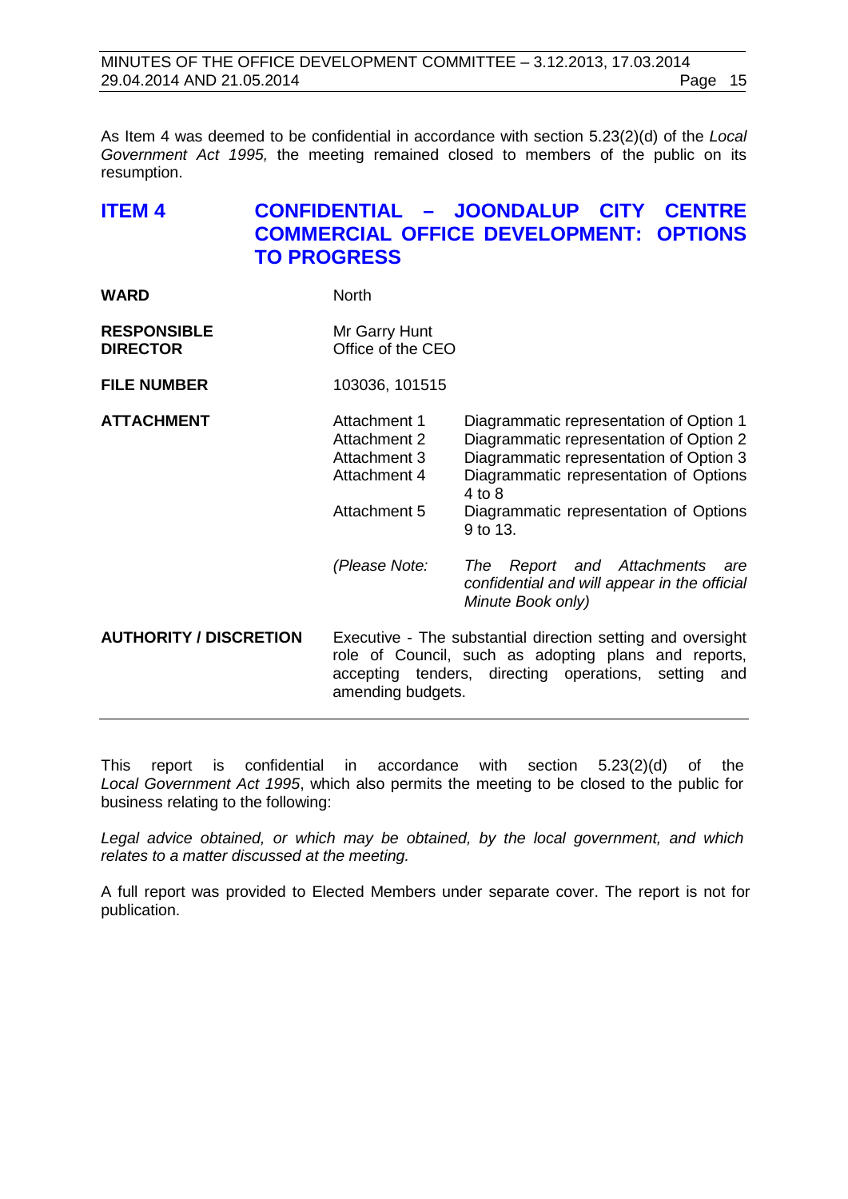As Item 4 was deemed to be confidential in accordance with section 5.23(2)(d) of the *Local Government Act 1995,* the meeting remained closed to members of the public on its resumption.

## ITEM 4 CONFIDENTIAL – JOONDALUP CITY CENTRE COMMERCIAL OFFICE DEVELOPMENT: OPTIONS TO PROGRESS

| | | |
|---|---|---|
| **WARD** | North | |
| **RESPONSIBLE DIRECTOR** | Mr Garry Hunt<br>Office of the CEO | |
| **FILE NUMBER** | 103036, 101515 | |
| **ATTACHMENT** | Attachment 1 | Diagrammatic representation of Option 1 |
| | Attachment 2 | Diagrammatic representation of Option 2 |
| | Attachment 3 | Diagrammatic representation of Option 3 |
| | Attachment 4 | Diagrammatic representation of Options 4 to 8 |
| | Attachment 5 | Diagrammatic representation of Options 9 to 13. |
| | *(Please Note:* | *The Report and Attachments are confidential and will appear in the official Minute Book only)* |
| **AUTHORITY / DISCRETION** | Executive - The substantial direction setting and oversight role of Council, such as adopting plans and reports, accepting tenders, directing operations, setting and amending budgets. | |

This report is confidential in accordance with section 5.23(2)(d) of the *Local Government Act 1995*, which also permits the meeting to be closed to the public for business relating to the following:

*Legal advice obtained, or which may be obtained, by the local government, and which relates to a matter discussed at the meeting.*

A full report was provided to Elected Members under separate cover. The report is not for publication.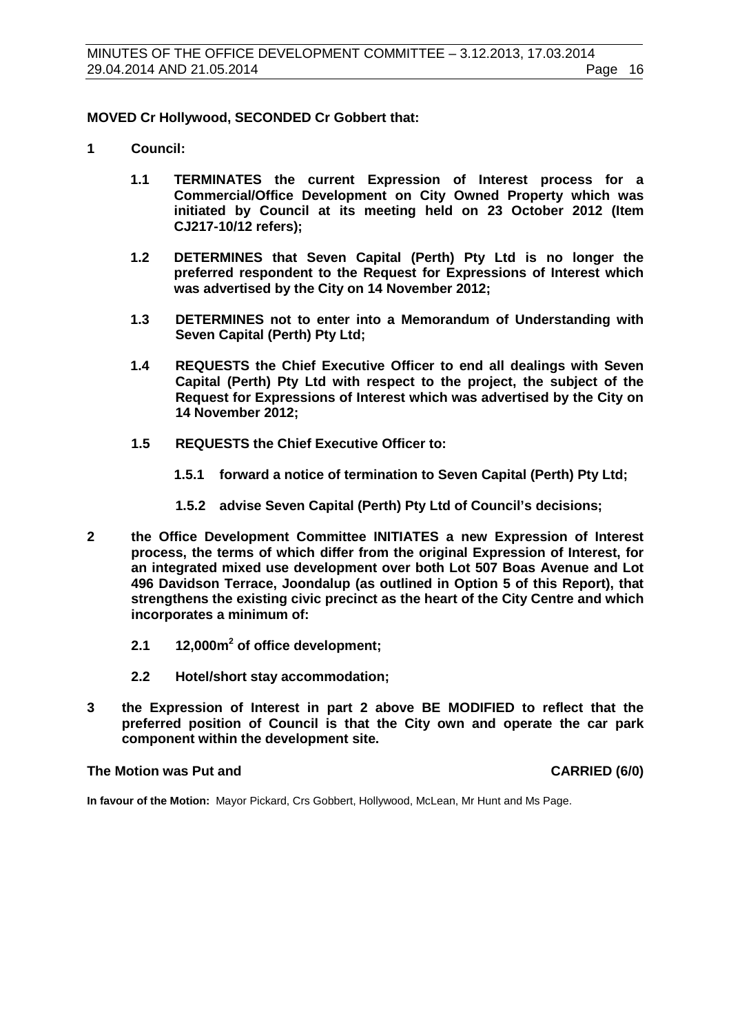**MOVED Cr Hollywood, SECONDED Cr Gobbert that:**

**1 Council:**

**1.1 TERMINATES the current Expression of Interest process for a Commercial/Office Development on City Owned Property which was initiated by Council at its meeting held on 23 October 2012 (Item CJ217-10/12 refers);**

**1.2 DETERMINES that Seven Capital (Perth) Pty Ltd is no longer the preferred respondent to the Request for Expressions of Interest which was advertised by the City on 14 November 2012;**

**1.3 DETERMINES not to enter into a Memorandum of Understanding with Seven Capital (Perth) Pty Ltd;**

**1.4 REQUESTS the Chief Executive Officer to end all dealings with Seven Capital (Perth) Pty Ltd with respect to the project, the subject of the Request for Expressions of Interest which was advertised by the City on 14 November 2012;**

**1.5 REQUESTS the Chief Executive Officer to:**

**1.5.1 forward a notice of termination to Seven Capital (Perth) Pty Ltd;**

**1.5.2 advise Seven Capital (Perth) Pty Ltd of Council's decisions;**

**2 the Office Development Committee INITIATES a new Expression of Interest process, the terms of which differ from the original Expression of Interest, for an integrated mixed use development over both Lot 507 Boas Avenue and Lot 496 Davidson Terrace, Joondalup (as outlined in Option 5 of this Report), that strengthens the existing civic precinct as the heart of the City Centre and which incorporates a minimum of:**

**2.1 12,000m$^2$ of office development;**

**2.2 Hotel/short stay accommodation;**

**3 the Expression of Interest in part 2 above BE MODIFIED to reflect that the preferred position of Council is that the City own and operate the car park component within the development site.**

**The Motion was Put and CARRIED (6/0)**

**In favour of the Motion:** Mayor Pickard, Crs Gobbert, Hollywood, McLean, Mr Hunt and Ms Page.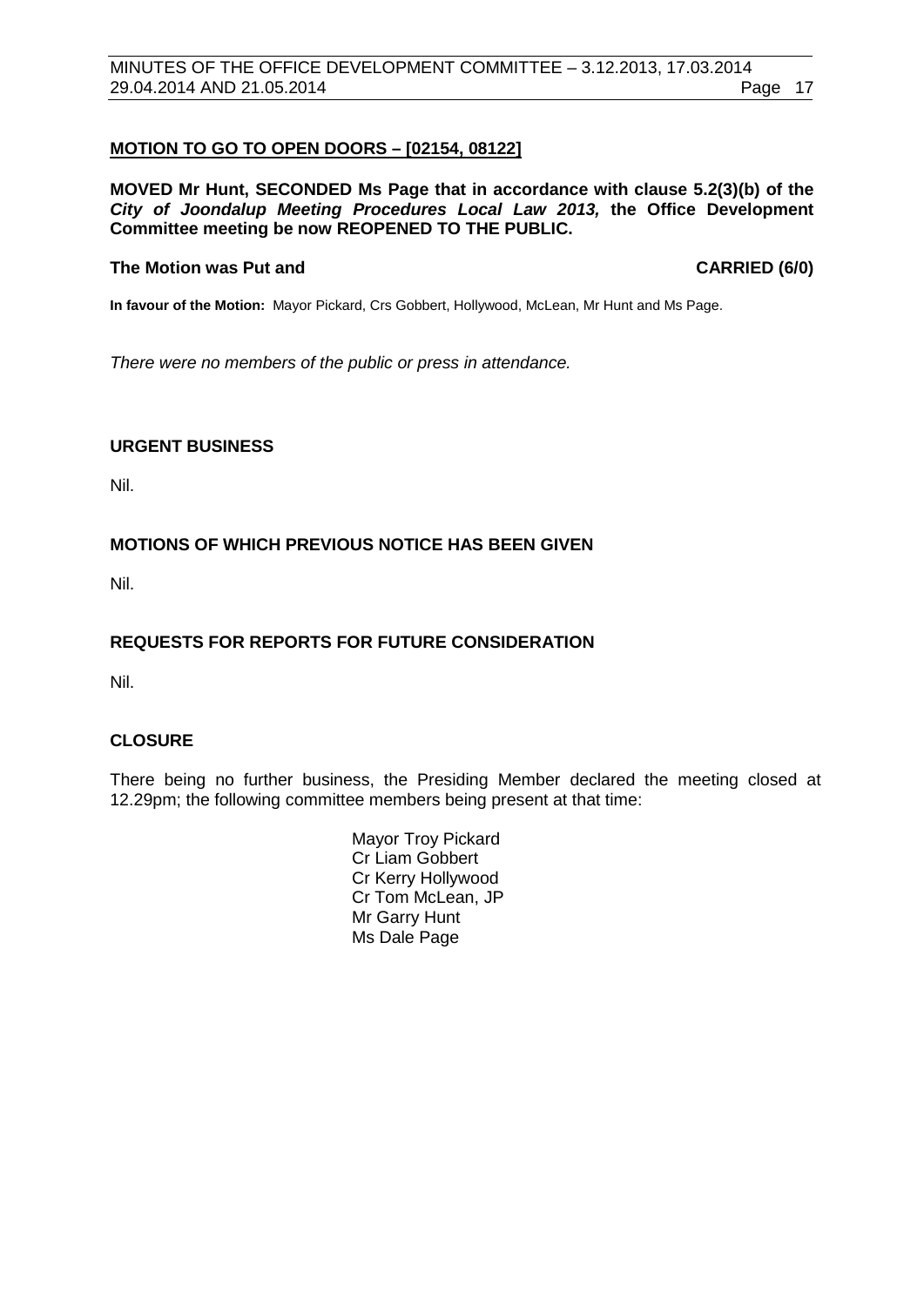## **MOTION TO GO TO OPEN DOORS – [02154, 08122]**

**MOVED Mr Hunt, SECONDED Ms Page that in accordance with clause 5.2(3)(b) of the *City of Joondalup Meeting Procedures Local Law 2013,* the Office Development Committee meeting be now REOPENED TO THE PUBLIC.**

**The Motion was Put and CARRIED (6/0)**

**In favour of the Motion:** Mayor Pickard, Crs Gobbert, Hollywood, McLean, Mr Hunt and Ms Page.

*There were no members of the public or press in attendance.*

## **URGENT BUSINESS**

Nil.

## **MOTIONS OF WHICH PREVIOUS NOTICE HAS BEEN GIVEN**

Nil.

## **REQUESTS FOR REPORTS FOR FUTURE CONSIDERATION**

Nil.

## **CLOSURE**

There being no further business, the Presiding Member declared the meeting closed at 12.29pm; the following committee members being present at that time:

Mayor Troy Pickard
Cr Liam Gobbert
Cr Kerry Hollywood
Cr Tom McLean, JP
Mr Garry Hunt
Ms Dale Page